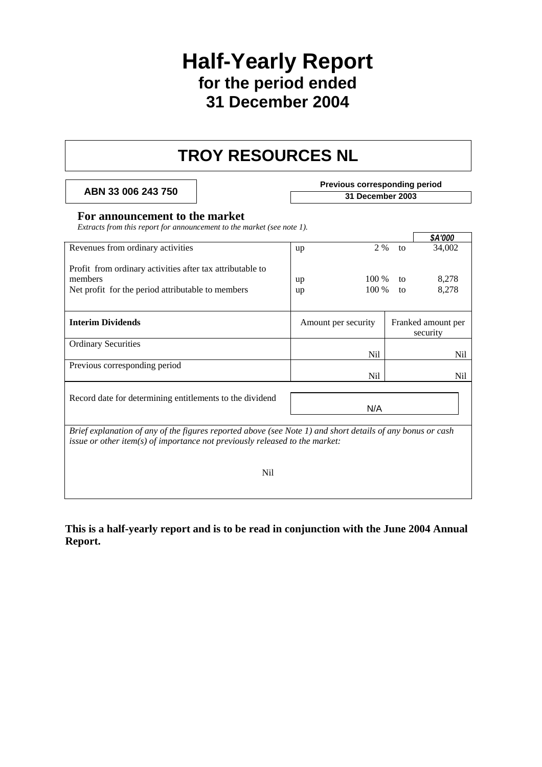# Half-Yearly Report
## for the period ended
## 31 December 2004

# TROY RESOURCES NL

**ABN 33 006 243 750**

**Previous corresponding period**
**31 December 2003**

### For announcement to the market

*Extracts from this report for announcement to the market (see note 1).*

| | | | | ***$A'000*** |
|---|---|---|---|---|
| Revenues from ordinary activities | up | 2 % | to | 34,002 |
| Profit from ordinary activities after tax attributable to members | up | 100 % | to | 8,278 |
| Net profit for the period attributable to members | up | 100 % | to | 8,278 |

| **Interim Dividends** | Amount per security | Franked amount per security |
|---|---|---|
| Ordinary Securities | Nil | Nil |
| Previous corresponding period | Nil | Nil |

| Record date for determining entitlements to the dividend | N/A |
|---|---|

*Brief explanation of any of the figures reported above (see Note 1) and short details of any bonus or cash issue or other item(s) of importance not previously released to the market:*

Nil

**This is a half-yearly report and is to be read in conjunction with the June 2004 Annual Report.**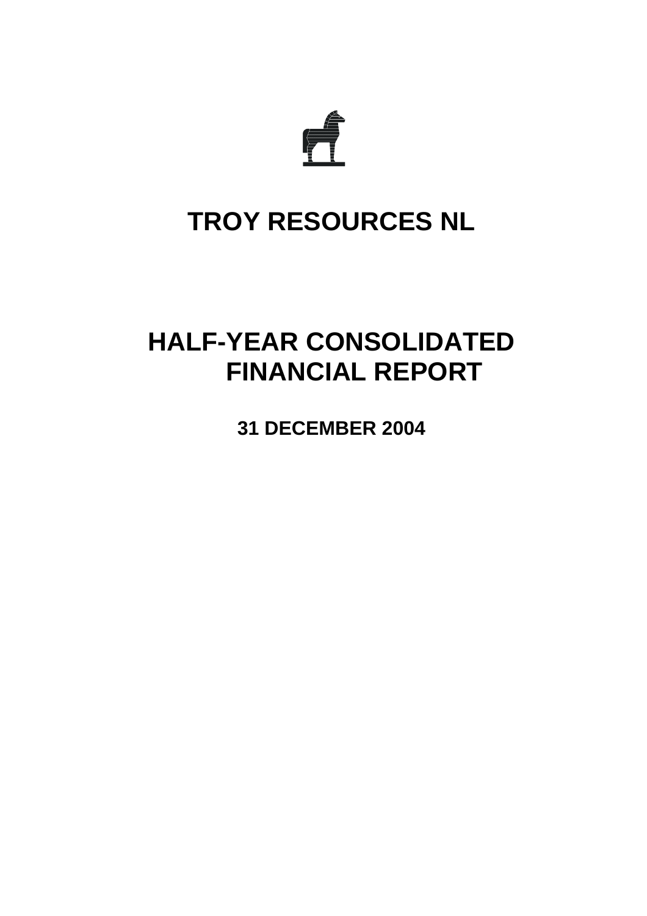# TROY RESOURCES NL

# HALF-YEAR CONSOLIDATED FINANCIAL REPORT

## 31 DECEMBER 2004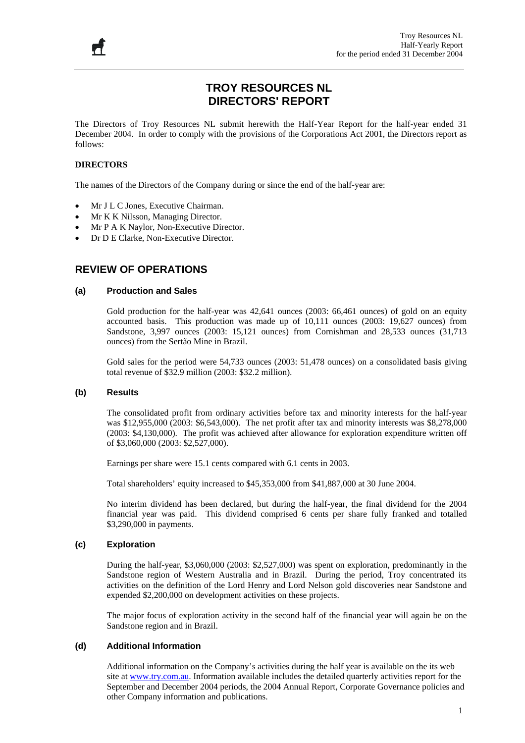# TROY RESOURCES NL
# DIRECTORS' REPORT

The Directors of Troy Resources NL submit herewith the Half-Year Report for the half-year ended 31 December 2004. In order to comply with the provisions of the Corporations Act 2001, the Directors report as follows:

**DIRECTORS**

The names of the Directors of the Company during or since the end of the half-year are:

- Mr J L C Jones, Executive Chairman.
- Mr K K Nilsson, Managing Director.
- Mr P A K Naylor, Non-Executive Director.
- Dr D E Clarke, Non-Executive Director.

## REVIEW OF OPERATIONS

### (a) Production and Sales

Gold production for the half-year was 42,641 ounces (2003: 66,461 ounces) of gold on an equity accounted basis. This production was made up of 10,111 ounces (2003: 19,627 ounces) from Sandstone, 3,997 ounces (2003: 15,121 ounces) from Cornishman and 28,533 ounces (31,713 ounces) from the Sertão Mine in Brazil.

Gold sales for the period were 54,733 ounces (2003: 51,478 ounces) on a consolidated basis giving total revenue of $32.9 million (2003: $32.2 million).

### (b) Results

The consolidated profit from ordinary activities before tax and minority interests for the half-year was $12,955,000 (2003: $6,543,000). The net profit after tax and minority interests was $8,278,000 (2003: $4,130,000). The profit was achieved after allowance for exploration expenditure written off of $3,060,000 (2003: $2,527,000).

Earnings per share were 15.1 cents compared with 6.1 cents in 2003.

Total shareholders' equity increased to $45,353,000 from $41,887,000 at 30 June 2004.

No interim dividend has been declared, but during the half-year, the final dividend for the 2004 financial year was paid. This dividend comprised 6 cents per share fully franked and totalled $3,290,000 in payments.

### (c) Exploration

During the half-year, $3,060,000 (2003: $2,527,000) was spent on exploration, predominantly in the Sandstone region of Western Australia and in Brazil. During the period, Troy concentrated its activities on the definition of the Lord Henry and Lord Nelson gold discoveries near Sandstone and expended $2,200,000 on development activities on these projects.

The major focus of exploration activity in the second half of the financial year will again be on the Sandstone region and in Brazil.

### (d) Additional Information

Additional information on the Company's activities during the half year is available on the its web site at www.try.com.au. Information available includes the detailed quarterly activities report for the September and December 2004 periods, the 2004 Annual Report, Corporate Governance policies and other Company information and publications.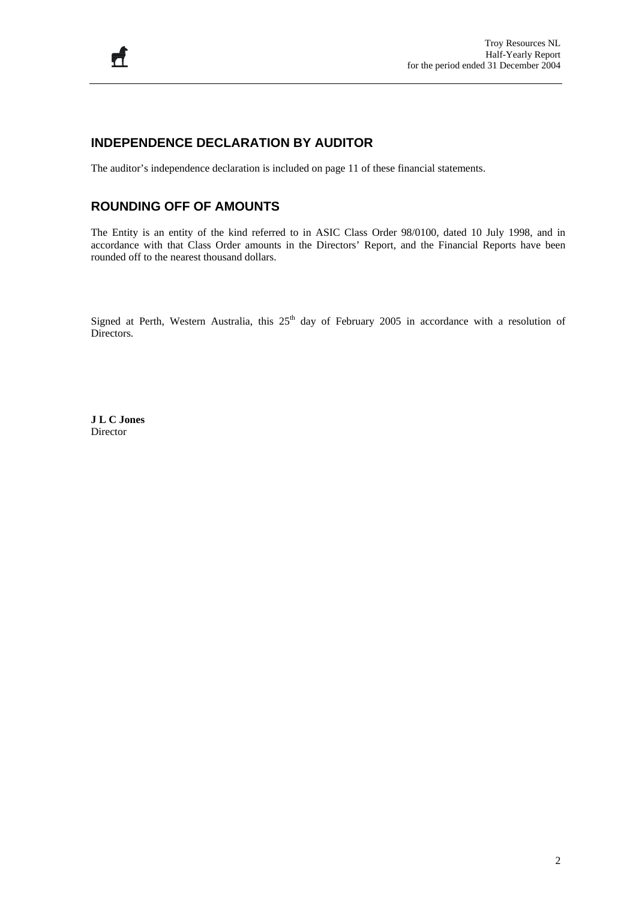## INDEPENDENCE DECLARATION BY AUDITOR

The auditor's independence declaration is included on page 11 of these financial statements.

## ROUNDING OFF OF AMOUNTS

The Entity is an entity of the kind referred to in ASIC Class Order 98/0100, dated 10 July 1998, and in accordance with that Class Order amounts in the Directors' Report, and the Financial Reports have been rounded off to the nearest thousand dollars.

Signed at Perth, Western Australia, this 25th day of February 2005 in accordance with a resolution of Directors.

**J L C Jones**
Director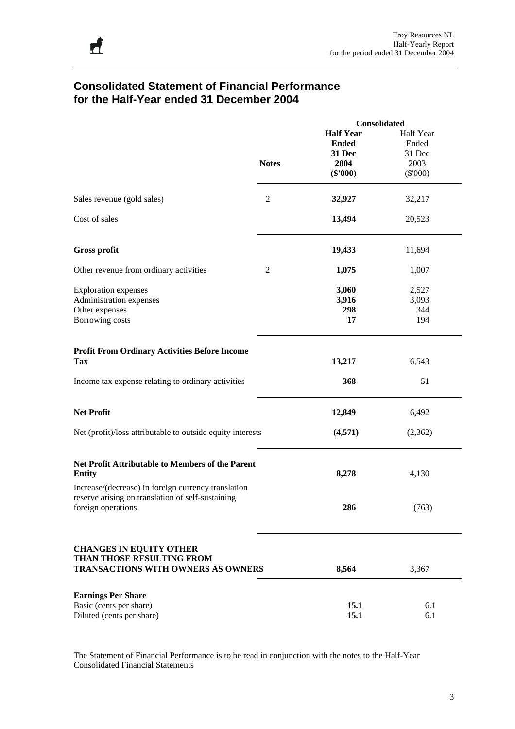# Consolidated Statement of Financial Performance for the Half-Year ended 31 December 2004

| | Notes | Consolidated | |
|---|---|---|---|
| | | **Half Year Ended 31 Dec 2004 ($'000)** | Half Year Ended 31 Dec 2003 ($'000) |
| Sales revenue (gold sales) | 2 | **32,927** | 32,217 |
| Cost of sales | | **13,494** | 20,523 |
| **Gross profit** | | **19,433** | 11,694 |
| Other revenue from ordinary activities | 2 | **1,075** | 1,007 |
| Exploration expenses | | **3,060** | 2,527 |
| Administration expenses | | **3,916** | 3,093 |
| Other expenses | | **298** | 344 |
| Borrowing costs | | **17** | 194 |
| **Profit From Ordinary Activities Before Income Tax** | | **13,217** | 6,543 |
| Income tax expense relating to ordinary activities | | **368** | 51 |
| **Net Profit** | | **12,849** | 6,492 |
| Net (profit)/loss attributable to outside equity interests | | **(4,571)** | (2,362) |
| **Net Profit Attributable to Members of the Parent Entity** | | **8,278** | 4,130 |
| Increase/(decrease) in foreign currency translation reserve arising on translation of self-sustaining foreign operations | | **286** | (763) |
| **CHANGES IN EQUITY OTHER THAN THOSE RESULTING FROM TRANSACTIONS WITH OWNERS AS OWNERS** | | **8,564** | 3,367 |
| **Earnings Per Share** | | | |
| Basic (cents per share) | | **15.1** | 6.1 |
| Diluted (cents per share) | | **15.1** | 6.1 |

The Statement of Financial Performance is to be read in conjunction with the notes to the Half-Year Consolidated Financial Statements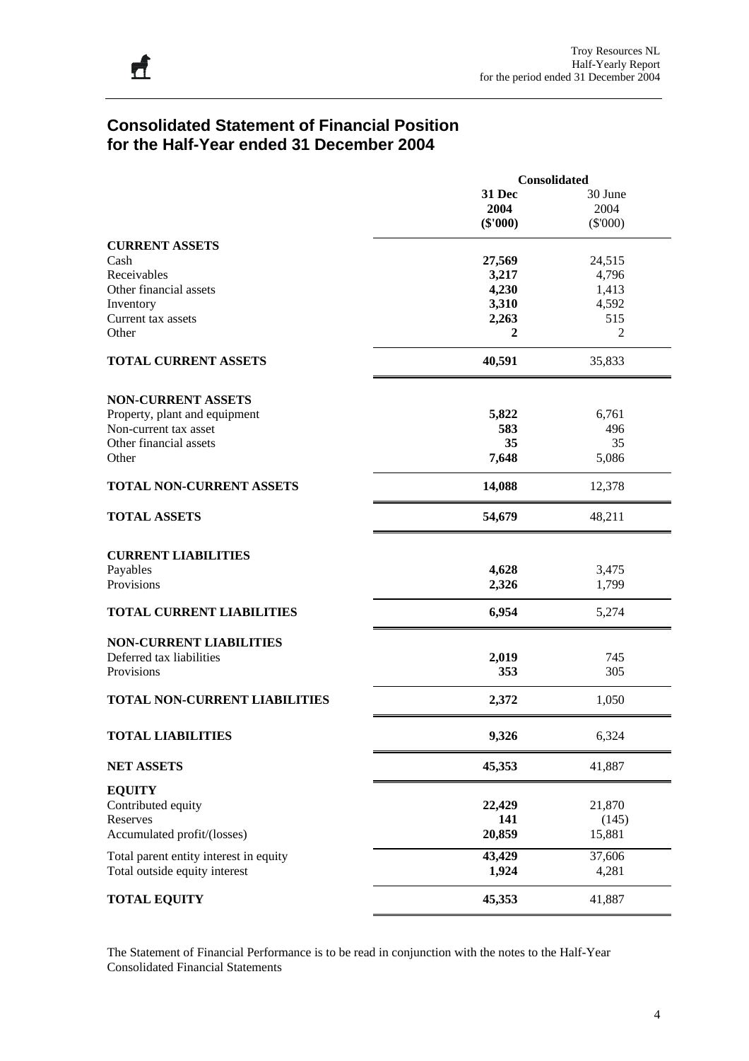## Consolidated Statement of Financial Position for the Half-Year ended 31 December 2004

| | Consolidated | |
|---|---|---|
| | **31 Dec 2004 ($'000)** | 30 June 2004 ($'000) |
| **CURRENT ASSETS** | | |
| Cash | **27,569** | 24,515 |
| Receivables | **3,217** | 4,796 |
| Other financial assets | **4,230** | 1,413 |
| Inventory | **3,310** | 4,592 |
| Current tax assets | **2,263** | 515 |
| Other | **2** | 2 |
| **TOTAL CURRENT ASSETS** | **40,591** | 35,833 |
| **NON-CURRENT ASSETS** | | |
| Property, plant and equipment | **5,822** | 6,761 |
| Non-current tax asset | **583** | 496 |
| Other financial assets | **35** | 35 |
| Other | **7,648** | 5,086 |
| **TOTAL NON-CURRENT ASSETS** | **14,088** | 12,378 |
| **TOTAL ASSETS** | **54,679** | 48,211 |
| **CURRENT LIABILITIES** | | |
| Payables | **4,628** | 3,475 |
| Provisions | **2,326** | 1,799 |
| **TOTAL CURRENT LIABILITIES** | **6,954** | 5,274 |
| **NON-CURRENT LIABILITIES** | | |
| Deferred tax liabilities | **2,019** | 745 |
| Provisions | **353** | 305 |
| **TOTAL NON-CURRENT LIABILITIES** | **2,372** | 1,050 |
| **TOTAL LIABILITIES** | **9,326** | 6,324 |
| **NET ASSETS** | **45,353** | 41,887 |
| **EQUITY** | | |
| Contributed equity | **22,429** | 21,870 |
| Reserves | **141** | (145) |
| Accumulated profit/(losses) | **20,859** | 15,881 |
| Total parent entity interest in equity | **43,429** | 37,606 |
| Total outside equity interest | **1,924** | 4,281 |
| **TOTAL EQUITY** | **45,353** | 41,887 |

The Statement of Financial Performance is to be read in conjunction with the notes to the Half-Year Consolidated Financial Statements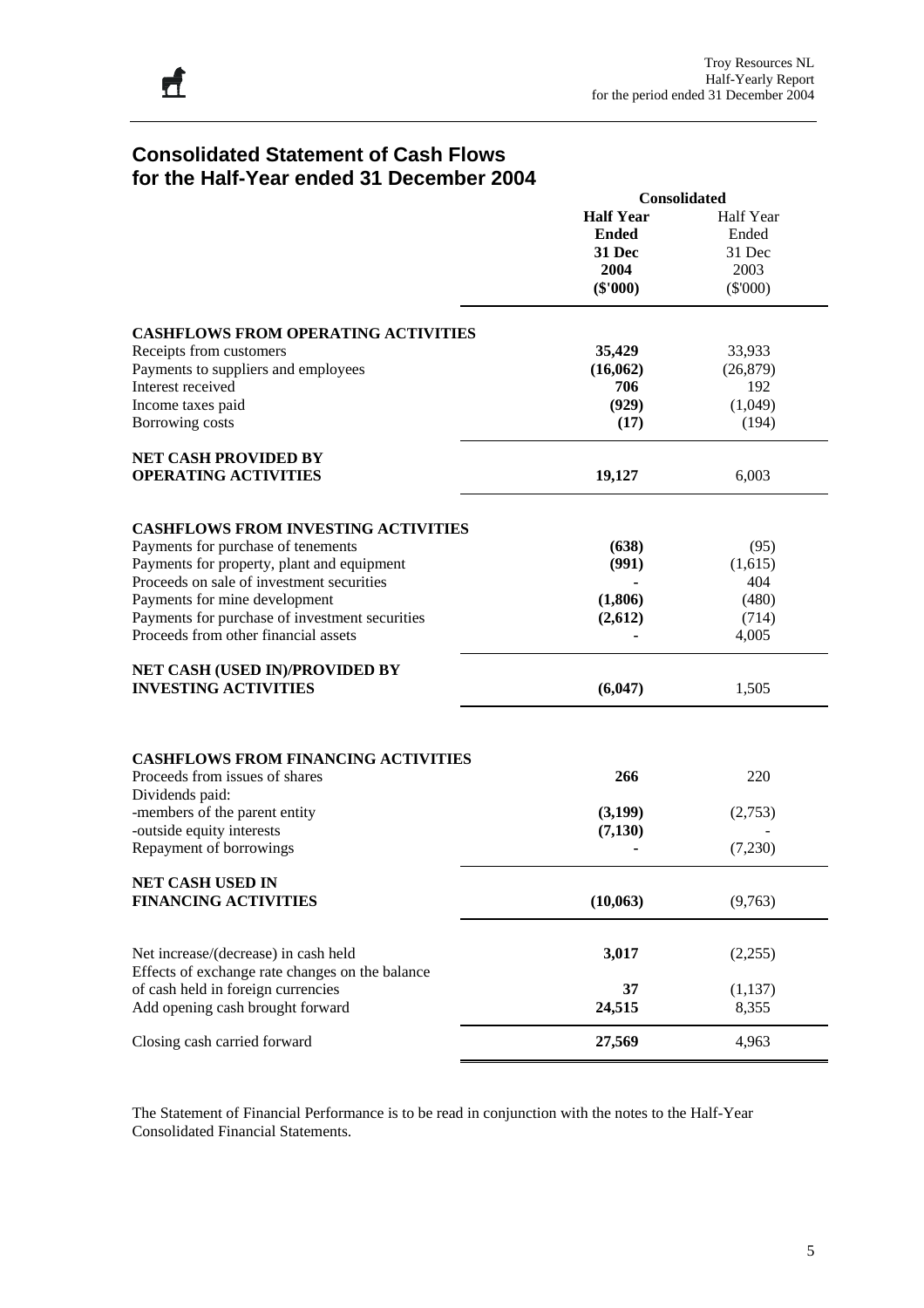# Consolidated Statement of Cash Flows for the Half-Year ended 31 December 2004

| | Consolidated | |
|---|---|---|
| | **Half Year Ended 31 Dec 2004 ($'000)** | Half Year Ended 31 Dec 2003 ($'000) |
| **CASHFLOWS FROM OPERATING ACTIVITIES** | | |
| Receipts from customers | **35,429** | 33,933 |
| Payments to suppliers and employees | **(16,062)** | (26,879) |
| Interest received | **706** | 192 |
| Income taxes paid | **(929)** | (1,049) |
| Borrowing costs | **(17)** | (194) |
| **NET CASH PROVIDED BY OPERATING ACTIVITIES** | **19,127** | 6,003 |
| **CASHFLOWS FROM INVESTING ACTIVITIES** | | |
| Payments for purchase of tenements | **(638)** | (95) |
| Payments for property, plant and equipment | **(991)** | (1,615) |
| Proceeds on sale of investment securities | **-** | 404 |
| Payments for mine development | **(1,806)** | (480) |
| Payments for purchase of investment securities | **(2,612)** | (714) |
| Proceeds from other financial assets | **-** | 4,005 |
| **NET CASH (USED IN)/PROVIDED BY INVESTING ACTIVITIES** | **(6,047)** | 1,505 |
| **CASHFLOWS FROM FINANCING ACTIVITIES** | | |
| Proceeds from issues of shares | **266** | 220 |
| Dividends paid: | | |
| -members of the parent entity | **(3,199)** | (2,753) |
| -outside equity interests | **(7,130)** | - |
| Repayment of borrowings | **-** | (7,230) |
| **NET CASH USED IN FINANCING ACTIVITIES** | **(10,063)** | (9,763) |
| Net increase/(decrease) in cash held | **3,017** | (2,255) |
| Effects of exchange rate changes on the balance of cash held in foreign currencies | **37** | (1,137) |
| Add opening cash brought forward | **24,515** | 8,355 |
| Closing cash carried forward | **27,569** | 4,963 |

The Statement of Financial Performance is to be read in conjunction with the notes to the Half-Year Consolidated Financial Statements.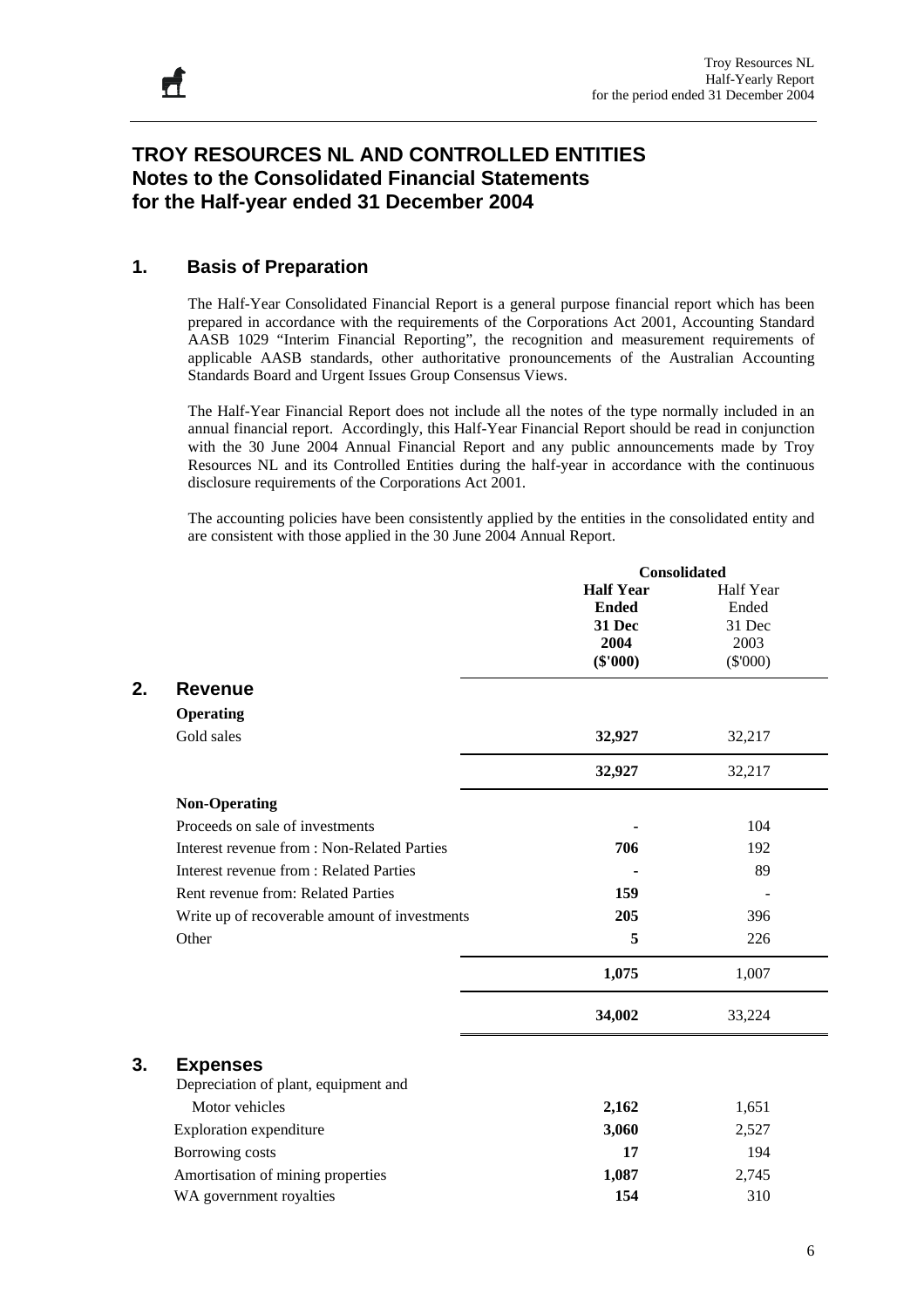# TROY RESOURCES NL AND CONTROLLED ENTITIES
# Notes to the Consolidated Financial Statements
# for the Half-year ended 31 December 2004

## 1. Basis of Preparation

The Half-Year Consolidated Financial Report is a general purpose financial report which has been prepared in accordance with the requirements of the Corporations Act 2001, Accounting Standard AASB 1029 "Interim Financial Reporting", the recognition and measurement requirements of applicable AASB standards, other authoritative pronouncements of the Australian Accounting Standards Board and Urgent Issues Group Consensus Views.

The Half-Year Financial Report does not include all the notes of the type normally included in an annual financial report. Accordingly, this Half-Year Financial Report should be read in conjunction with the 30 June 2004 Annual Financial Report and any public announcements made by Troy Resources NL and its Controlled Entities during the half-year in accordance with the continuous disclosure requirements of the Corporations Act 2001.

The accounting policies have been consistently applied by the entities in the consolidated entity and are consistent with those applied in the 30 June 2004 Annual Report.

| | Consolidated | |
|---|---|---|
| | **Half Year Ended 31 Dec 2004 ($'000)** | Half Year Ended 31 Dec 2003 ($'000) |
| **2. Revenue** | | |
| **Operating** | | |
| Gold sales | **32,927** | 32,217 |
| | **32,927** | 32,217 |
| **Non-Operating** | | |
| Proceeds on sale of investments | **-** | 104 |
| Interest revenue from : Non-Related Parties | **706** | 192 |
| Interest revenue from : Related Parties | **-** | 89 |
| Rent revenue from: Related Parties | **159** | - |
| Write up of recoverable amount of investments | **205** | 396 |
| Other | **5** | 226 |
| | **1,075** | 1,007 |
| | **34,002** | 33,224 |
| **3. Expenses** | | |
| Depreciation of plant, equipment and Motor vehicles | **2,162** | 1,651 |
| Exploration expenditure | **3,060** | 2,527 |
| Borrowing costs | **17** | 194 |
| Amortisation of mining properties | **1,087** | 2,745 |
| WA government royalties | **154** | 310 |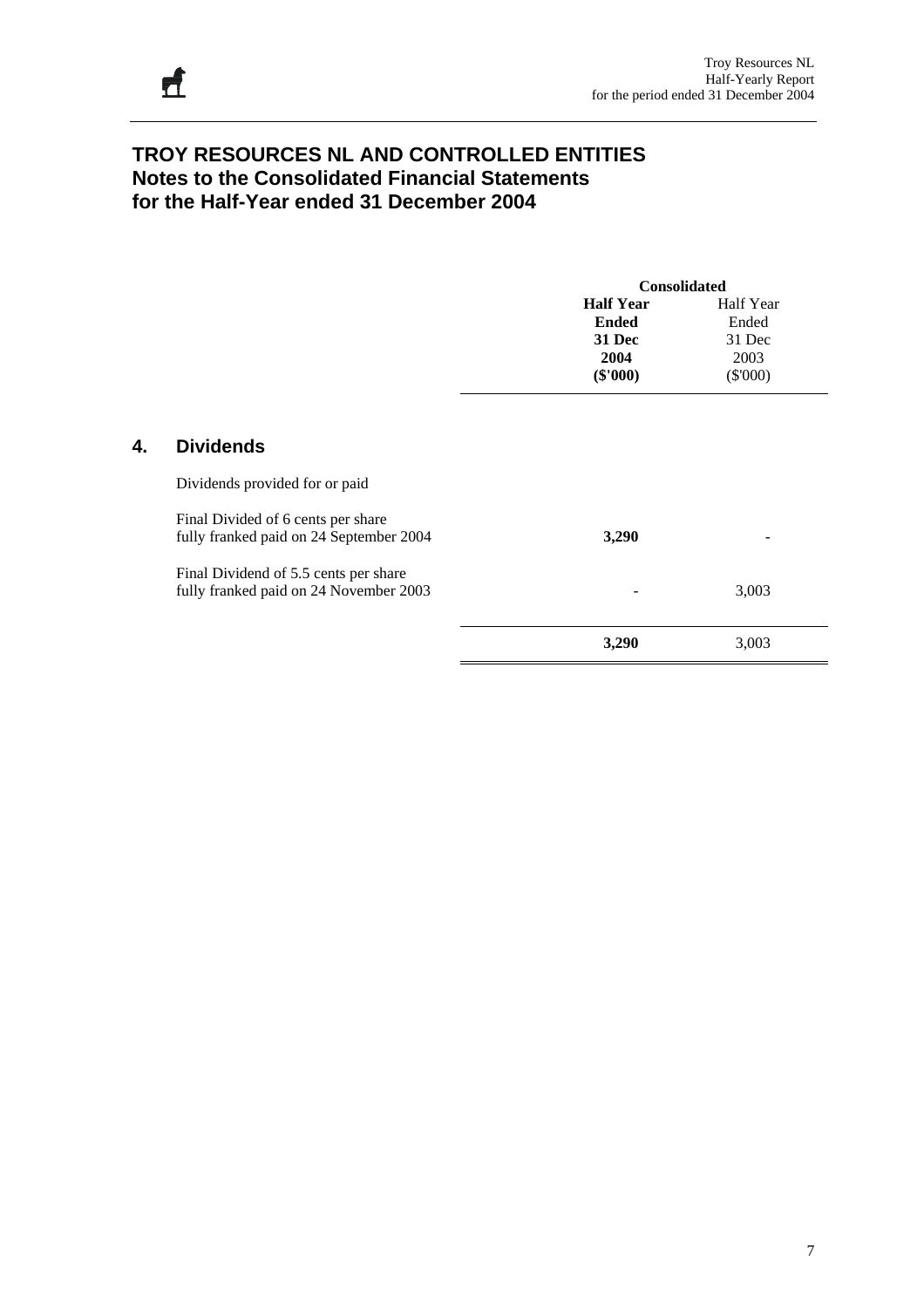# TROY RESOURCES NL AND CONTROLLED ENTITIES
## Notes to the Consolidated Financial Statements
## for the Half-Year ended 31 December 2004

| | Consolidated | |
|---|---|---|
| | **Half Year Ended 31 Dec 2004 ($'000)** | Half Year Ended 31 Dec 2003 ($'000) |
| **4. Dividends** | | |
| Dividends provided for or paid | | |
| Final Divided of 6 cents per share fully franked paid on 24 September 2004 | **3,290** | - |
| Final Dividend of 5.5 cents per share fully franked paid on 24 November 2003 | - | 3,003 |
| | **3,290** | 3,003 |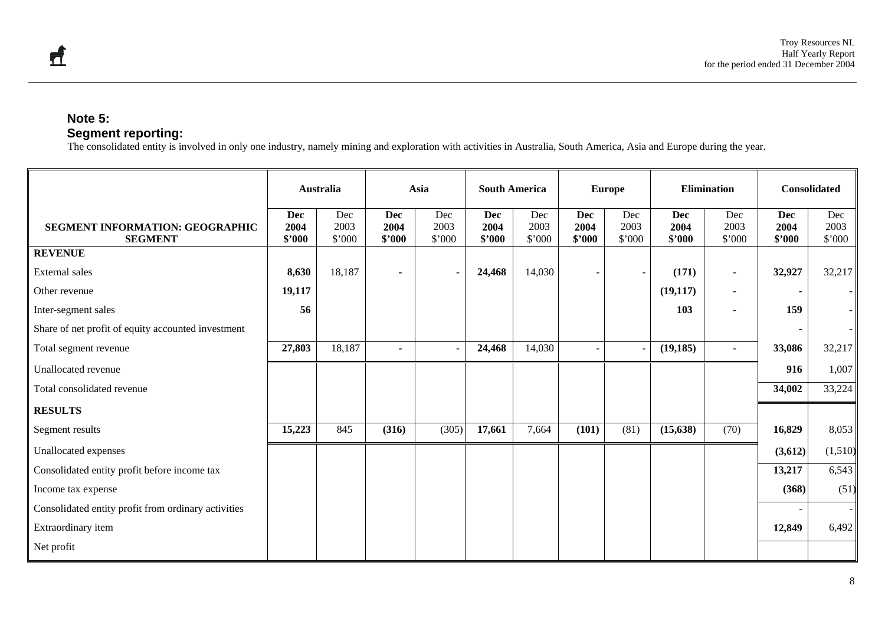## Note 5:
## Segment reporting:

The consolidated entity is involved in only one industry, namely mining and exploration with activities in Australia, South America, Asia and Europe during the year.

| | Australia | | Asia | | South America | | Europe | | Elimination | | Consolidated | |
|---|---|---|---|---|---|---|---|---|---|---|---|---|
| **SEGMENT INFORMATION: GEOGRAPHIC SEGMENT** | **Dec 2004 $'000** | Dec 2003 $'000 | **Dec 2004 $'000** | Dec 2003 $'000 | **Dec 2004 $'000** | Dec 2003 $'000 | **Dec 2004 $'000** | Dec 2003 $'000 | **Dec 2004 $'000** | Dec 2003 $'000 | **Dec 2004 $'000** | Dec 2003 $'000 |
| **REVENUE** | | | | | | | | | | | | |
| External sales | **8,630** | 18,187 | **-** | - | **24,468** | 14,030 | - | - | **(171)** | - | **32,927** | 32,217 |
| Other revenue | **19,117** | | | | | | | | **(19,117)** | - | - | - |
| Inter-segment sales | **56** | | | | | | | | **103** | - | **159** | - |
| Share of net profit of equity accounted investment | | | | | | | | | | | **-** | - |
| Total segment revenue | **27,803** | 18,187 | **-** | - | **24,468** | 14,030 | - | - | **(19,185)** | - | **33,086** | 32,217 |
| Unallocated revenue | | | | | | | | | | | **916** | 1,007 |
| Total consolidated revenue | | | | | | | | | | | **34,002** | 33,224 |
| **RESULTS** | | | | | | | | | | | | |
| Segment results | **15,223** | 845 | **(316)** | (305) | **17,661** | 7,664 | **(101)** | (81) | **(15,638)** | (70) | **16,829** | 8,053 |
| Unallocated expenses | | | | | | | | | | | **(3,612)** | (1,510) |
| Consolidated entity profit before income tax | | | | | | | | | | | **13,217** | 6,543 |
| Income tax expense | | | | | | | | | | | **(368)** | (51) |
| Consolidated entity profit from ordinary activities | | | | | | | | | | | - | - |
| Extraordinary item | | | | | | | | | | | **12,849** | 6,492 |
| Net profit | | | | | | | | | | | | |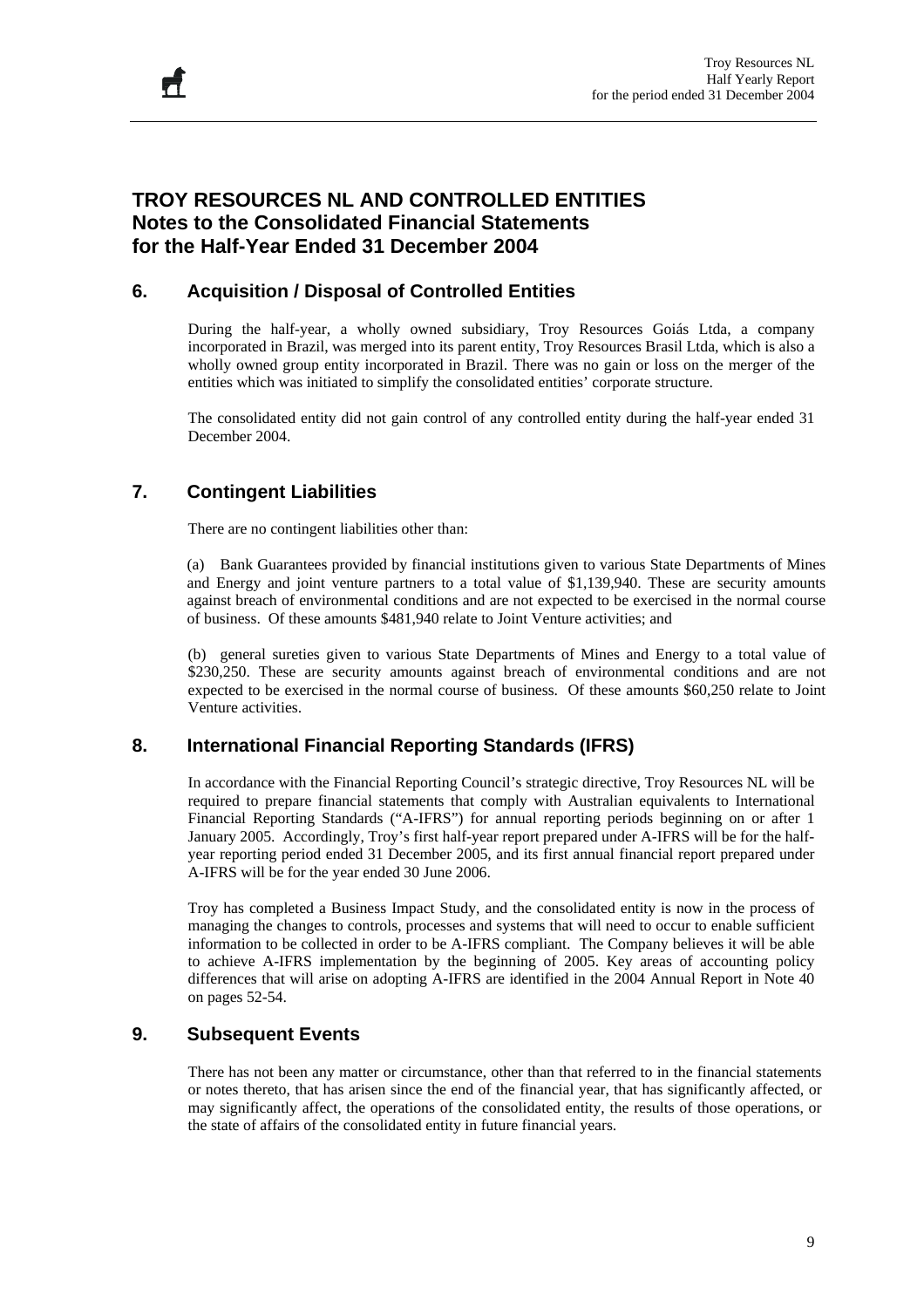# TROY RESOURCES NL AND CONTROLLED ENTITIES
# Notes to the Consolidated Financial Statements
# for the Half-Year Ended 31 December 2004

## 6. Acquisition / Disposal of Controlled Entities

During the half-year, a wholly owned subsidiary, Troy Resources Goiás Ltda, a company incorporated in Brazil, was merged into its parent entity, Troy Resources Brasil Ltda, which is also a wholly owned group entity incorporated in Brazil. There was no gain or loss on the merger of the entities which was initiated to simplify the consolidated entities' corporate structure.

The consolidated entity did not gain control of any controlled entity during the half-year ended 31 December 2004.

## 7. Contingent Liabilities

There are no contingent liabilities other than:

(a) Bank Guarantees provided by financial institutions given to various State Departments of Mines and Energy and joint venture partners to a total value of $1,139,940. These are security amounts against breach of environmental conditions and are not expected to be exercised in the normal course of business. Of these amounts $481,940 relate to Joint Venture activities; and

(b) general sureties given to various State Departments of Mines and Energy to a total value of $230,250. These are security amounts against breach of environmental conditions and are not expected to be exercised in the normal course of business. Of these amounts $60,250 relate to Joint Venture activities.

## 8. International Financial Reporting Standards (IFRS)

In accordance with the Financial Reporting Council's strategic directive, Troy Resources NL will be required to prepare financial statements that comply with Australian equivalents to International Financial Reporting Standards ("A-IFRS") for annual reporting periods beginning on or after 1 January 2005. Accordingly, Troy's first half-year report prepared under A-IFRS will be for the half-year reporting period ended 31 December 2005, and its first annual financial report prepared under A-IFRS will be for the year ended 30 June 2006.

Troy has completed a Business Impact Study, and the consolidated entity is now in the process of managing the changes to controls, processes and systems that will need to occur to enable sufficient information to be collected in order to be A-IFRS compliant. The Company believes it will be able to achieve A-IFRS implementation by the beginning of 2005. Key areas of accounting policy differences that will arise on adopting A-IFRS are identified in the 2004 Annual Report in Note 40 on pages 52-54.

## 9. Subsequent Events

There has not been any matter or circumstance, other than that referred to in the financial statements or notes thereto, that has arisen since the end of the financial year, that has significantly affected, or may significantly affect, the operations of the consolidated entity, the results of those operations, or the state of affairs of the consolidated entity in future financial years.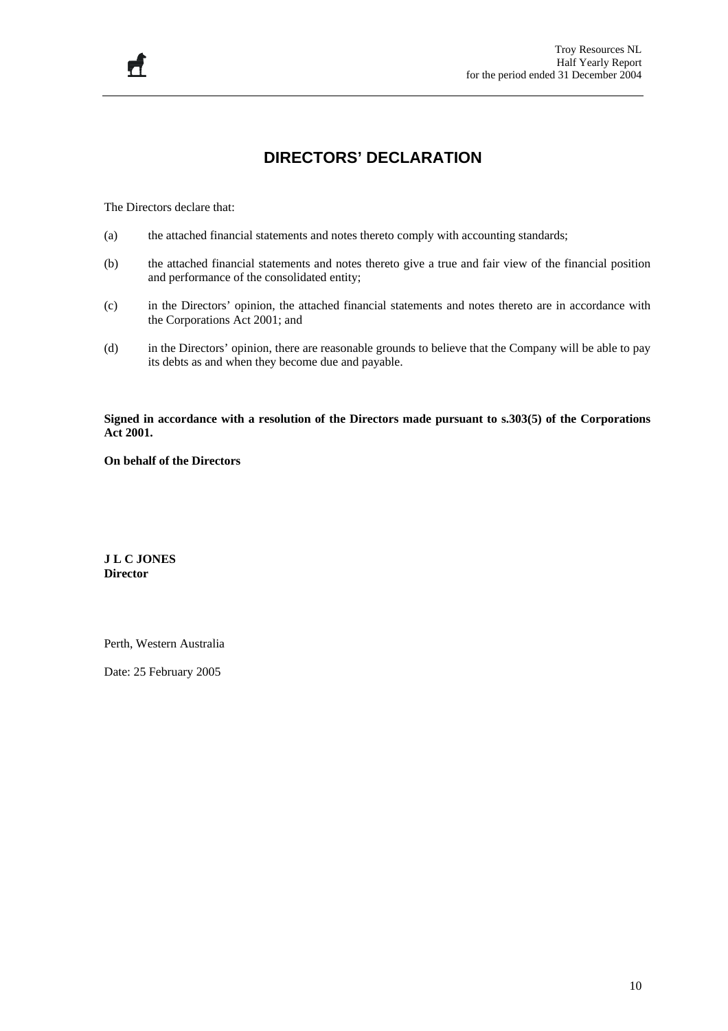# DIRECTORS' DECLARATION

The Directors declare that:

(a) the attached financial statements and notes thereto comply with accounting standards;

(b) the attached financial statements and notes thereto give a true and fair view of the financial position and performance of the consolidated entity;

(c) in the Directors' opinion, the attached financial statements and notes thereto are in accordance with the Corporations Act 2001; and

(d) in the Directors' opinion, there are reasonable grounds to believe that the Company will be able to pay its debts as and when they become due and payable.

**Signed in accordance with a resolution of the Directors made pursuant to s.303(5) of the Corporations Act 2001.**

**On behalf of the Directors**

**J L C JONES**
**Director**

Perth, Western Australia

Date: 25 February 2005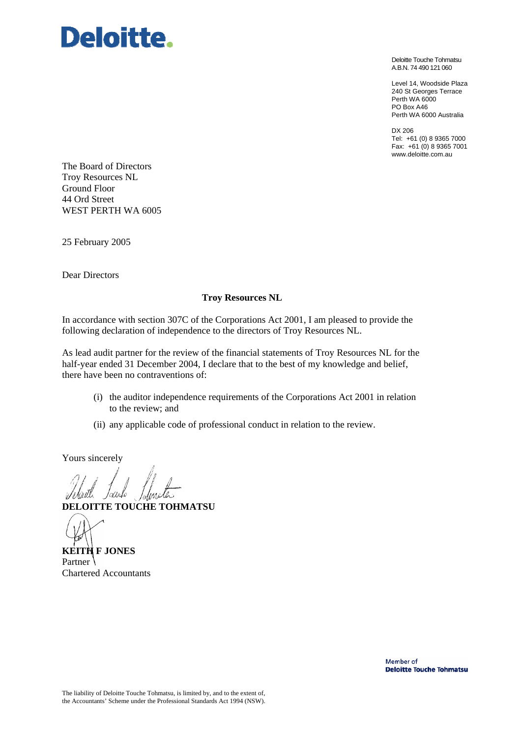**Deloitte.**

Deloitte Touche Tohmatsu
A.B.N. 74 490 121 060

Level 14, Woodside Plaza
240 St Georges Terrace
Perth WA 6000
PO Box A46
Perth WA 6000 Australia

DX 206
Tel: +61 (0) 8 9365 7000
Fax: +61 (0) 8 9365 7001
www.deloitte.com.au

The Board of Directors
Troy Resources NL
Ground Floor
44 Ord Street
WEST PERTH WA 6005

25 February 2005

Dear Directors

**Troy Resources NL**

In accordance with section 307C of the Corporations Act 2001, I am pleased to provide the following declaration of independence to the directors of Troy Resources NL.

As lead audit partner for the review of the financial statements of Troy Resources NL for the half-year ended 31 December 2004, I declare that to the best of my knowledge and belief, there have been no contraventions of:

(i) the auditor independence requirements of the Corporations Act 2001 in relation to the review; and

(ii) any applicable code of professional conduct in relation to the review.

Yours sincerely

**DELOITTE TOUCHE TOHMATSU**

**KEITH F JONES**
Partner
Chartered Accountants

Member of
**Deloitte Touche Tohmatsu**

The liability of Deloitte Touche Tohmatsu, is limited by, and to the extent of, the Accountants' Scheme under the Professional Standards Act 1994 (NSW).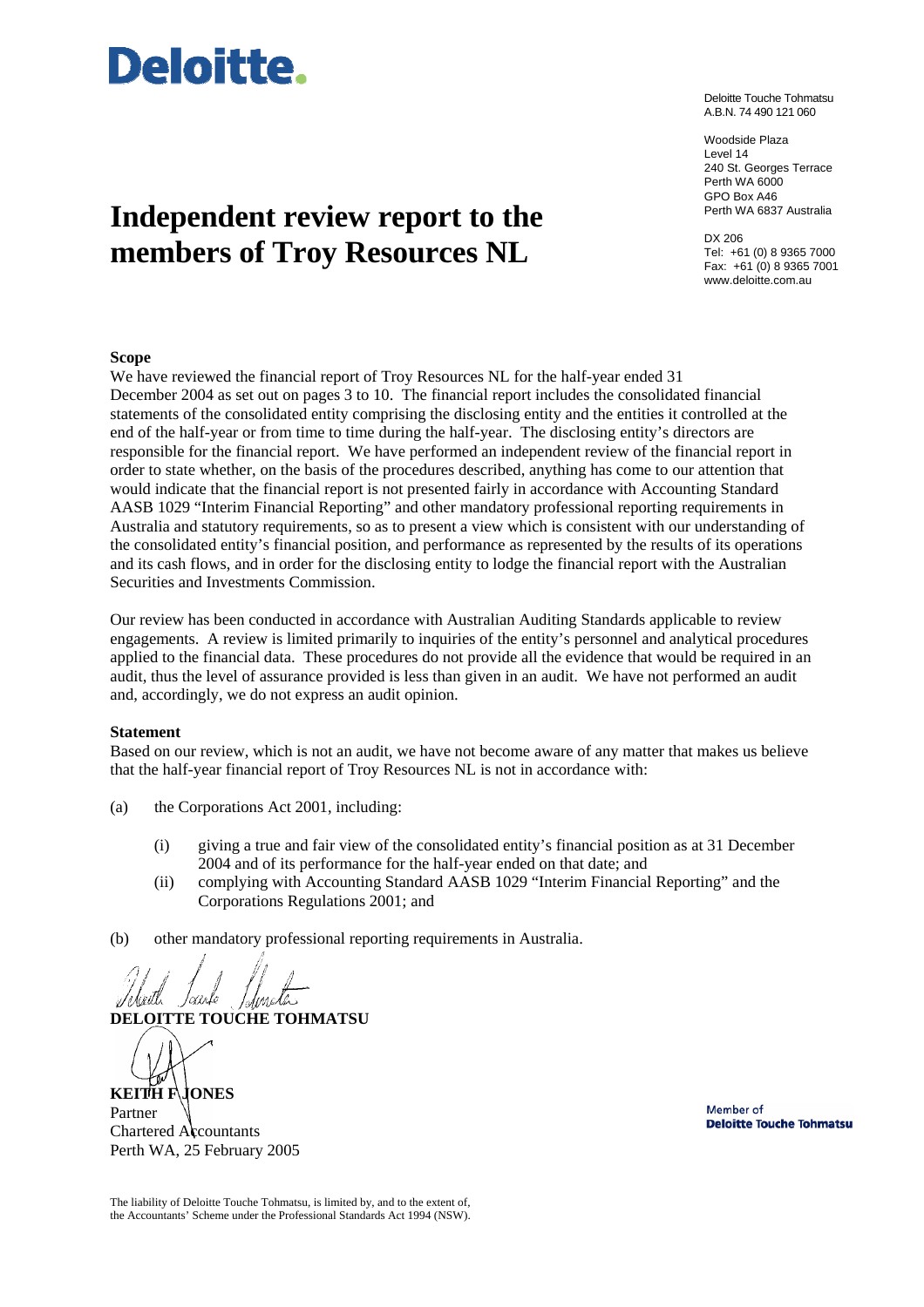# Deloitte.

Deloitte Touche Tohmatsu
A.B.N. 74 490 121 060

Woodside Plaza
Level 14
240 St. Georges Terrace
Perth WA 6000
GPO Box A46
Perth WA 6837 Australia

DX 206
Tel: +61 (0) 8 9365 7000
Fax: +61 (0) 8 9365 7001
www.deloitte.com.au

# Independent review report to the members of Troy Resources NL

**Scope**

We have reviewed the financial report of Troy Resources NL for the half-year ended 31 December 2004 as set out on pages 3 to 10. The financial report includes the consolidated financial statements of the consolidated entity comprising the disclosing entity and the entities it controlled at the end of the half-year or from time to time during the half-year. The disclosing entity's directors are responsible for the financial report. We have performed an independent review of the financial report in order to state whether, on the basis of the procedures described, anything has come to our attention that would indicate that the financial report is not presented fairly in accordance with Accounting Standard AASB 1029 "Interim Financial Reporting" and other mandatory professional reporting requirements in Australia and statutory requirements, so as to present a view which is consistent with our understanding of the consolidated entity's financial position, and performance as represented by the results of its operations and its cash flows, and in order for the disclosing entity to lodge the financial report with the Australian Securities and Investments Commission.

Our review has been conducted in accordance with Australian Auditing Standards applicable to review engagements. A review is limited primarily to inquiries of the entity's personnel and analytical procedures applied to the financial data. These procedures do not provide all the evidence that would be required in an audit, thus the level of assurance provided is less than given in an audit. We have not performed an audit and, accordingly, we do not express an audit opinion.

**Statement**

Based on our review, which is not an audit, we have not become aware of any matter that makes us believe that the half-year financial report of Troy Resources NL is not in accordance with:

(a) the Corporations Act 2001, including:

   (i) giving a true and fair view of the consolidated entity's financial position as at 31 December 2004 and of its performance for the half-year ended on that date; and

   (ii) complying with Accounting Standard AASB 1029 "Interim Financial Reporting" and the Corporations Regulations 2001; and

(b) other mandatory professional reporting requirements in Australia.

**DELOITTE TOUCHE TOHMATSU**

**KEITH F JONES**
Partner
Chartered Accountants
Perth WA, 25 February 2005

Member of
**Deloitte Touche Tohmatsu**

The liability of Deloitte Touche Tohmatsu, is limited by, and to the extent of, the Accountants' Scheme under the Professional Standards Act 1994 (NSW).